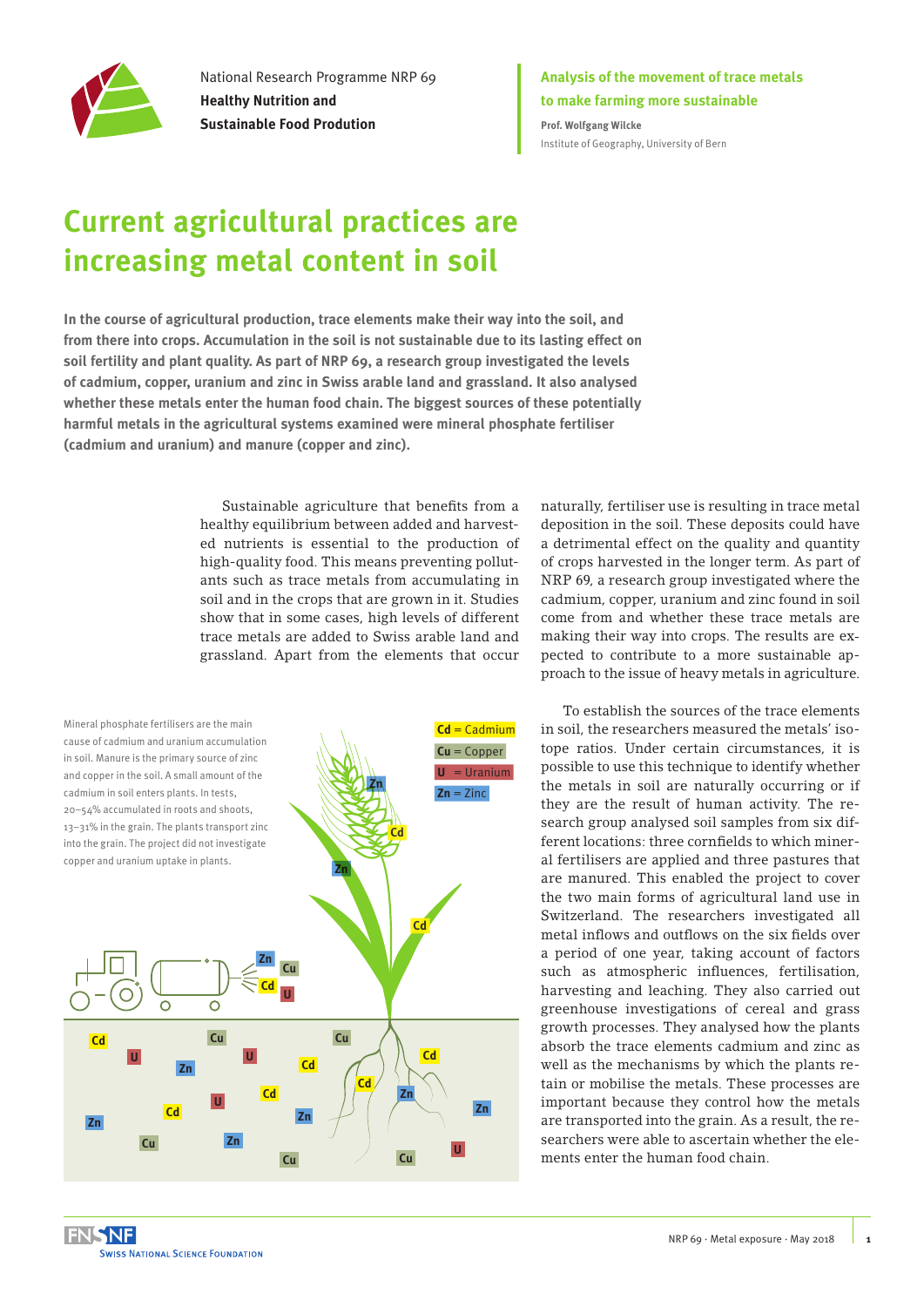National Research Programme NRP 69
**Healthy Nutrition and Sustainable Food Prodution**

**Analysis of the movement of trace metals to make farming more sustainable**

**Prof. Wolfgang Wilcke**
Institute of Geography, University of Bern

# Current agricultural practices are increasing metal content in soil

**In the course of agricultural production, trace elements make their way into the soil, and from there into crops. Accumulation in the soil is not sustainable due to its lasting effect on soil fertility and plant quality. As part of NRP 69, a research group investigated the levels of cadmium, copper, uranium and zinc in Swiss arable land and grassland. It also analysed whether these metals enter the human food chain. The biggest sources of these potentially harmful metals in the agricultural systems examined were mineral phosphate fertiliser (cadmium and uranium) and manure (copper and zinc).**

Sustainable agriculture that benefits from a healthy equilibrium between added and harvested nutrients is essential to the production of high-quality food. This means preventing pollutants such as trace metals from accumulating in soil and in the crops that are grown in it. Studies show that in some cases, high levels of different trace metals are added to Swiss arable land and grassland. Apart from the elements that occur naturally, fertiliser use is resulting in trace metal deposition in the soil. These deposits could have a detrimental effect on the quality and quantity of crops harvested in the longer term. As part of NRP 69, a research group investigated where the cadmium, copper, uranium and zinc found in soil come from and whether these trace metals are making their way into crops. The results are expected to contribute to a more sustainable approach to the issue of heavy metals in agriculture.

To establish the sources of the trace elements in soil, the researchers measured the metals' isotope ratios. Under certain circumstances, it is possible to use this technique to identify whether the metals in soil are naturally occurring or if they are the result of human activity. The research group analysed soil samples from six different locations: three cornfields to which mineral fertilisers are applied and three pastures that are manured. This enabled the project to cover the two main forms of agricultural land use in Switzerland. The researchers investigated all metal inflows and outflows on the six fields over a period of one year, taking account of factors such as atmospheric influences, fertilisation, harvesting and leaching. They also carried out greenhouse investigations of cereal and grass growth processes. They analysed how the plants absorb the trace elements cadmium and zinc as well as the mechanisms by which the plants retain or mobilise the metals. These processes are important because they control how the metals are transported into the grain. As a result, the researchers were able to ascertain whether the elements enter the human food chain.

Mineral phosphate fertilisers are the main cause of cadmium and uranium accumulation in soil. Manure is the primary source of zinc and copper in the soil. A small amount of the cadmium in soil enters plants. In tests, 20–54% accumulated in roots and shoots, 13–31% in the grain. The plants transport zinc into the grain. The project did not investigate copper and uranium uptake in plants.

**Cd** = Cadmium
**Cu** = Copper
**U** = Uranium
**Zn** = Zinc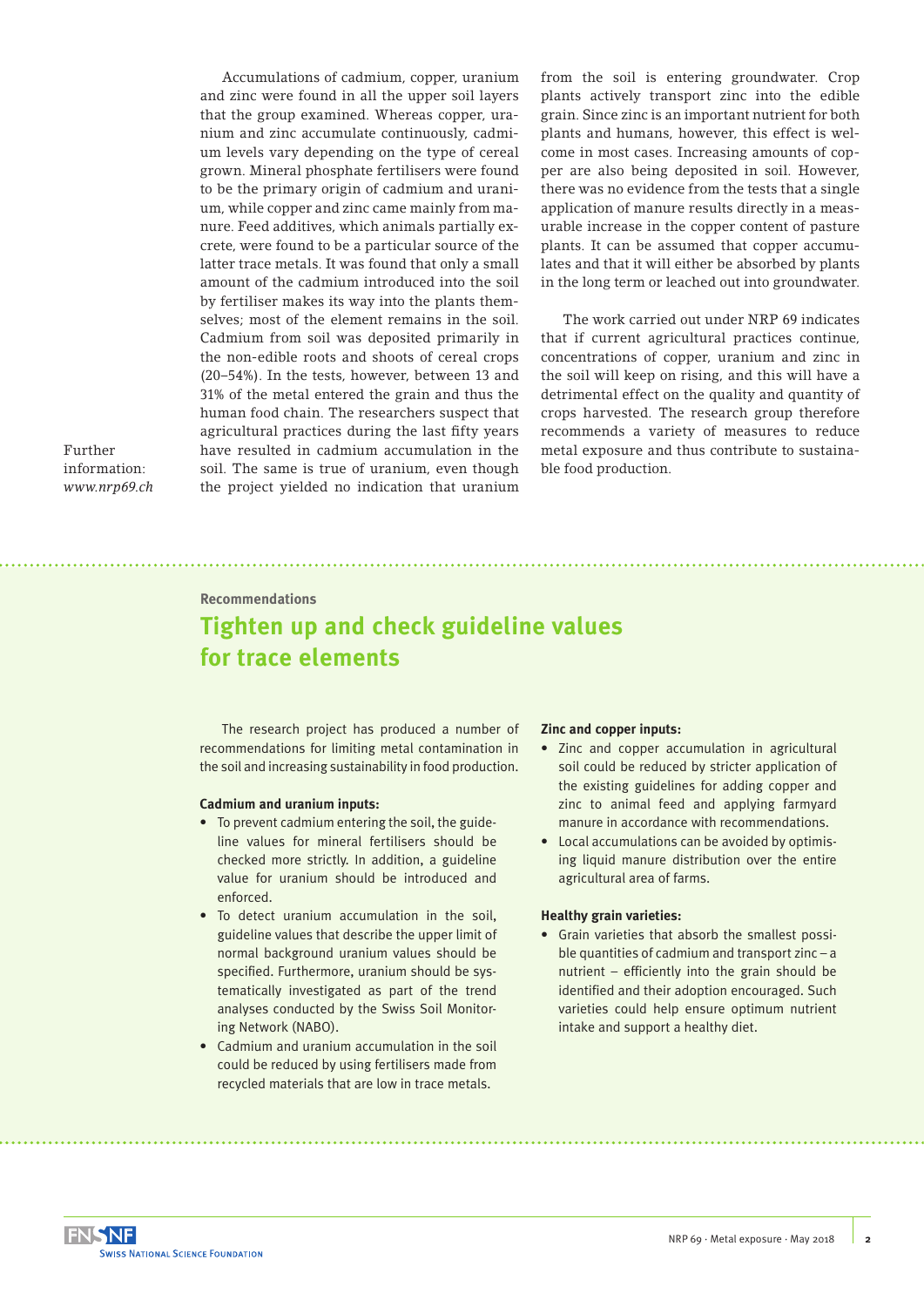Accumulations of cadmium, copper, uranium and zinc were found in all the upper soil layers that the group examined. Whereas copper, uranium and zinc accumulate continuously, cadmium levels vary depending on the type of cereal grown. Mineral phosphate fertilisers were found to be the primary origin of cadmium and uranium, while copper and zinc came mainly from manure. Feed additives, which animals partially excrete, were found to be a particular source of the latter trace metals. It was found that only a small amount of the cadmium introduced into the soil by fertiliser makes its way into the plants themselves; most of the element remains in the soil. Cadmium from soil was deposited primarily in the non-edible roots and shoots of cereal crops (20–54%). In the tests, however, between 13 and 31% of the metal entered the grain and thus the human food chain. The researchers suspect that agricultural practices during the last fifty years have resulted in cadmium accumulation in the soil. The same is true of uranium, even though the project yielded no indication that uranium from the soil is entering groundwater. Crop plants actively transport zinc into the edible grain. Since zinc is an important nutrient for both plants and humans, however, this effect is welcome in most cases. Increasing amounts of copper are also being deposited in soil. However, there was no evidence from the tests that a single application of manure results directly in a measurable increase in the copper content of pasture plants. It can be assumed that copper accumulates and that it will either be absorbed by plants in the long term or leached out into groundwater.

The work carried out under NRP 69 indicates that if current agricultural practices continue, concentrations of copper, uranium and zinc in the soil will keep on rising, and this will have a detrimental effect on the quality and quantity of crops harvested. The research group therefore recommends a variety of measures to reduce metal exposure and thus contribute to sustainable food production.

Further information: *www.nrp69.ch*

**Recommendations**

## Tighten up and check guideline values for trace elements

The research project has produced a number of recommendations for limiting metal contamination in the soil and increasing sustainability in food production.

**Cadmium and uranium inputs:**

- To prevent cadmium entering the soil, the guideline values for mineral fertilisers should be checked more strictly. In addition, a guideline value for uranium should be introduced and enforced.
- To detect uranium accumulation in the soil, guideline values that describe the upper limit of normal background uranium values should be specified. Furthermore, uranium should be systematically investigated as part of the trend analyses conducted by the Swiss Soil Monitoring Network (NABO).
- Cadmium and uranium accumulation in the soil could be reduced by using fertilisers made from recycled materials that are low in trace metals.

**Zinc and copper inputs:**

- Zinc and copper accumulation in agricultural soil could be reduced by stricter application of the existing guidelines for adding copper and zinc to animal feed and applying farmyard manure in accordance with recommendations.
- Local accumulations can be avoided by optimising liquid manure distribution over the entire agricultural area of farms.

**Healthy grain varieties:**

- Grain varieties that absorb the smallest possible quantities of cadmium and transport zinc – a nutrient – efficiently into the grain should be identified and their adoption encouraged. Such varieties could help ensure optimum nutrient intake and support a healthy diet.